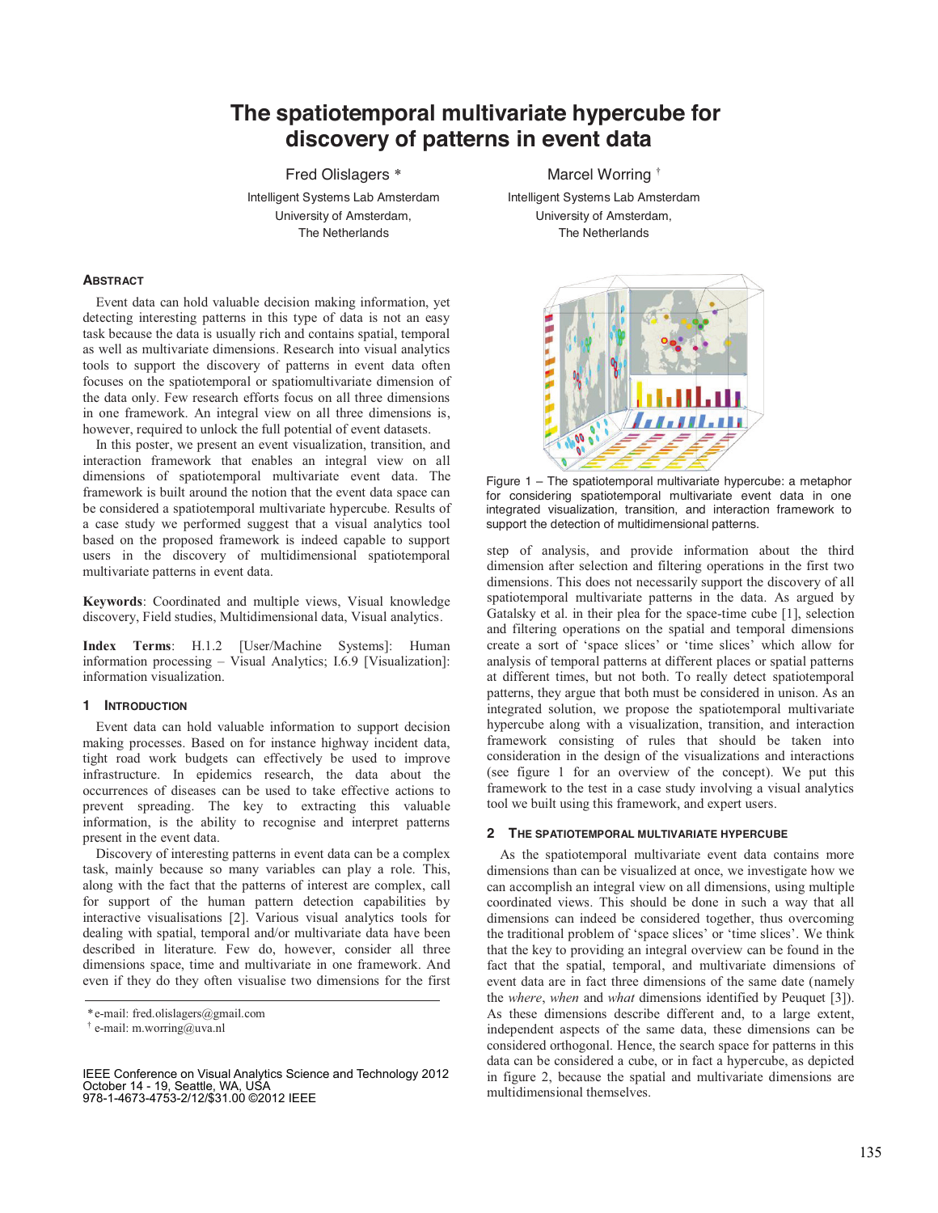# The spatiotemporal multivariate hypercube for discovery of patterns in event data

Fred Olislagers *
Intelligent Systems Lab Amsterdam
University of Amsterdam,
The Netherlands

Marcel Worring †
Intelligent Systems Lab Amsterdam
University of Amsterdam,
The Netherlands

## Abstract

Event data can hold valuable decision making information, yet detecting interesting patterns in this type of data is not an easy task because the data is usually rich and contains spatial, temporal as well as multivariate dimensions. Research into visual analytics tools to support the discovery of patterns in event data often focuses on the spatiotemporal or spatiomultivariate dimension of the data only. Few research efforts focus on all three dimensions in one framework. An integral view on all three dimensions is, however, required to unlock the full potential of event datasets.

In this poster, we present an event visualization, transition, and interaction framework that enables an integral view on all dimensions of spatiotemporal multivariate event data. The framework is built around the notion that the event data space can be considered a spatiotemporal multivariate hypercube. Results of a case study we performed suggest that a visual analytics tool based on the proposed framework is indeed capable to support users in the discovery of multidimensional spatiotemporal multivariate patterns in event data.

**Keywords**: Coordinated and multiple views, Visual knowledge discovery, Field studies, Multidimensional data, Visual analytics.

**Index Terms**: H.1.2 [User/Machine Systems]: Human information processing – Visual Analytics; I.6.9 [Visualization]: information visualization.

## 1 Introduction

Event data can hold valuable information to support decision making processes. Based on for instance highway incident data, tight road work budgets can effectively be used to improve infrastructure. In epidemics research, the data about the occurrences of diseases can be used to take effective actions to prevent spreading. The key to extracting this valuable information, is the ability to recognise and interpret patterns present in the event data.

Discovery of interesting patterns in event data can be a complex task, mainly because so many variables can play a role. This, along with the fact that the patterns of interest are complex, call for support of the human pattern detection capabilities by interactive visualisations [2]. Various visual analytics tools for dealing with spatial, temporal and/or multivariate data have been described in literature. Few do, however, consider all three dimensions space, time and multivariate in one framework. And even if they do they often visualise two dimensions for the first step of analysis, and provide information about the third dimension after selection and filtering operations in the first two dimensions. This does not necessarily support the discovery of all spatiotemporal multivariate patterns in the data. As argued by Gatalsky et al. in their plea for the space-time cube [1], selection and filtering operations on the spatial and temporal dimensions create a sort of 'space slices' or 'time slices' which allow for analysis of temporal patterns at different places or spatial patterns at different times, but not both. To really detect spatiotemporal patterns, they argue that both must be considered in unison. As an integrated solution, we propose the spatiotemporal multivariate hypercube along with a visualization, transition, and interaction framework consisting of rules that should be taken into consideration in the design of the visualizations and interactions (see figure 1 for an overview of the concept). We put this framework to the test in a case study involving a visual analytics tool we built using this framework, and expert users.

Figure 1 – The spatiotemporal multivariate hypercube: a metaphor for considering spatiotemporal multivariate event data in one integrated visualization, transition, and interaction framework to support the detection of multidimensional patterns.

## 2 The Spatiotemporal Multivariate Hypercube

As the spatiotemporal multivariate event data contains more dimensions than can be visualized at once, we investigate how we can accomplish an integral view on all dimensions, using multiple coordinated views. This should be done in such a way that all dimensions can indeed be considered together, thus overcoming the traditional problem of 'space slices' or 'time slices'. We think that the key to providing an integral overview can be found in the fact that the spatial, temporal, and multivariate dimensions of event data are in fact three dimensions of the same date (namely the *where*, *when* and *what* dimensions identified by Peuquet [3]). As these dimensions describe different and, to a large extent, independent aspects of the same data, these dimensions can be considered orthogonal. Hence, the search space for patterns in this data can be considered a cube, or in fact a hypercube, as depicted in figure 2, because the spatial and multivariate dimensions are multidimensional themselves.

* e-mail: fred.olislagers@gmail.com
† e-mail: m.worring@uva.nl

IEEE Conference on Visual Analytics Science and Technology 2012
October 14 - 19, Seattle, WA, USA
978-1-4673-4753-2/12/$31.00 ©2012 IEEE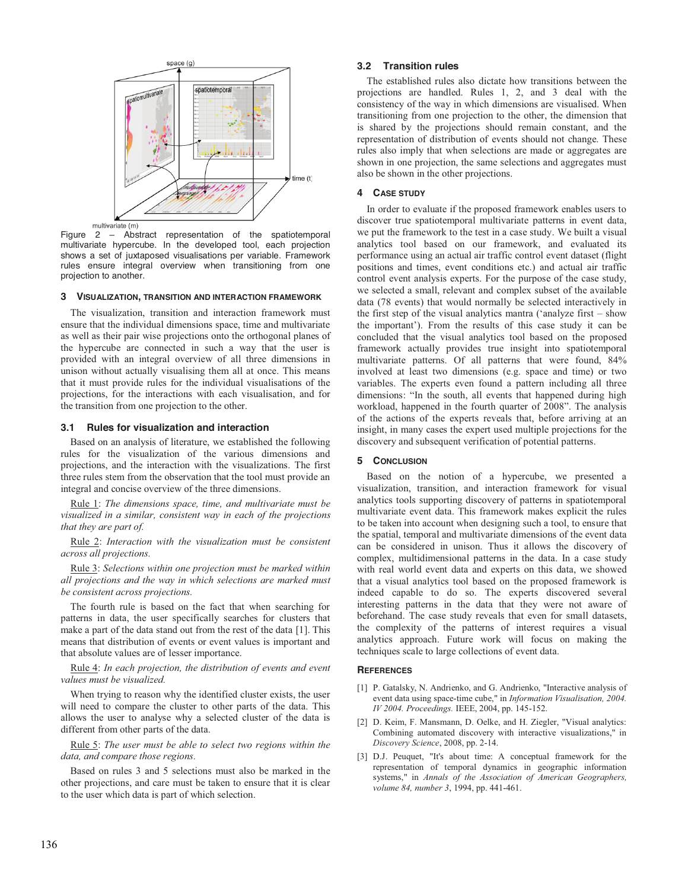space (g)

spatiomultivariate

spatiotemporal

time (t)

multivariate temporal

multivariate (m)

Figure 2 – Abstract representation of the spatiotemporal multivariate hypercube. In the developed tool, each projection shows a set of juxtaposed visualisations per variable. Framework rules ensure integral overview when transitioning from one projection to another.

## 3 Visualization, Transition and Interaction Framework

The visualization, transition and interaction framework must ensure that the individual dimensions space, time and multivariate as well as their pair wise projections onto the orthogonal planes of the hypercube are connected in such a way that the user is provided with an integral overview of all three dimensions in unison without actually visualising them all at once. This means that it must provide rules for the individual visualisations of the projections, for the interactions with each visualisation, and for the transition from one projection to the other.

### 3.1 Rules for visualization and interaction

Based on an analysis of literature, we established the following rules for the visualization of the various dimensions and projections, and the interaction with the visualizations. The first three rules stem from the observation that the tool must provide an integral and concise overview of the three dimensions.

Rule 1: *The dimensions space, time, and multivariate must be visualized in a similar, consistent way in each of the projections that they are part of.*

Rule 2: *Interaction with the visualization must be consistent across all projections.*

Rule 3: *Selections within one projection must be marked within all projections and the way in which selections are marked must be consistent across projections.*

The fourth rule is based on the fact that when searching for patterns in data, the user specifically searches for clusters that make a part of the data stand out from the rest of the data [1]. This means that distribution of events or event values is important and that absolute values are of lesser importance.

Rule 4: *In each projection, the distribution of events and event values must be visualized.*

When trying to reason why the identified cluster exists, the user will need to compare the cluster to other parts of the data. This allows the user to analyse why a selected cluster of the data is different from other parts of the data.

Rule 5: *The user must be able to select two regions within the data, and compare those regions.*

Based on rules 3 and 5 selections must also be marked in the other projections, and care must be taken to ensure that it is clear to the user which data is part of which selection.

### 3.2 Transition rules

The established rules also dictate how transitions between the projections are handled. Rules 1, 2, and 3 deal with the consistency of the way in which dimensions are visualised. When transitioning from one projection to the other, the dimension that is shared by the projections should remain constant, and the representation of distribution of events should not change. These rules also imply that when selections are made or aggregates are shown in one projection, the same selections and aggregates must also be shown in the other projections.

## 4 Case Study

In order to evaluate if the proposed framework enables users to discover true spatiotemporal multivariate patterns in event data, we put the framework to the test in a case study. We built a visual analytics tool based on our framework, and evaluated its performance using an actual air traffic control event dataset (flight positions and times, event conditions etc.) and actual air traffic control event analysis experts. For the purpose of the case study, we selected a small, relevant and complex subset of the available data (78 events) that would normally be selected interactively in the first step of the visual analytics mantra ('analyze first – show the important'). From the results of this case study it can be concluded that the visual analytics tool based on the proposed framework actually provides true insight into spatiotemporal multivariate patterns. Of all patterns that were found, 84% involved at least two dimensions (e.g. space and time) or two variables. The experts even found a pattern including all three dimensions: "In the south, all events that happened during high workload, happened in the fourth quarter of 2008". The analysis of the actions of the experts reveals that, before arriving at an insight, in many cases the expert used multiple projections for the discovery and subsequent verification of potential patterns.

## 5 Conclusion

Based on the notion of a hypercube, we presented a visualization, transition, and interaction framework for visual analytics tools supporting discovery of patterns in spatiotemporal multivariate event data. This framework makes explicit the rules to be taken into account when designing such a tool, to ensure that the spatial, temporal and multivariate dimensions of the event data can be considered in unison. Thus it allows the discovery of complex, multidimensional patterns in the data. In a case study with real world event data and experts on this data, we showed that a visual analytics tool based on the proposed framework is indeed capable to do so. The experts discovered several interesting patterns in the data that they were not aware of beforehand. The case study reveals that even for small datasets, the complexity of the patterns of interest requires a visual analytics approach. Future work will focus on making the techniques scale to large collections of event data.

## References

[1] P. Gatalsky, N. Andrienko, and G. Andrienko, "Interactive analysis of event data using space-time cube," in *Information Visualisation, 2004. IV 2004. Proceedings.* IEEE, 2004, pp. 145-152.

[2] D. Keim, F. Mansmann, D. Oelke, and H. Ziegler, "Visual analytics: Combining automated discovery with interactive visualizations," in *Discovery Science*, 2008, pp. 2-14.

[3] D.J. Peuquet, "It's about time: A conceptual framework for the representation of temporal dynamics in geographic information systems," in *Annals of the Association of American Geographers, volume 84, number 3*, 1994, pp. 441-461.